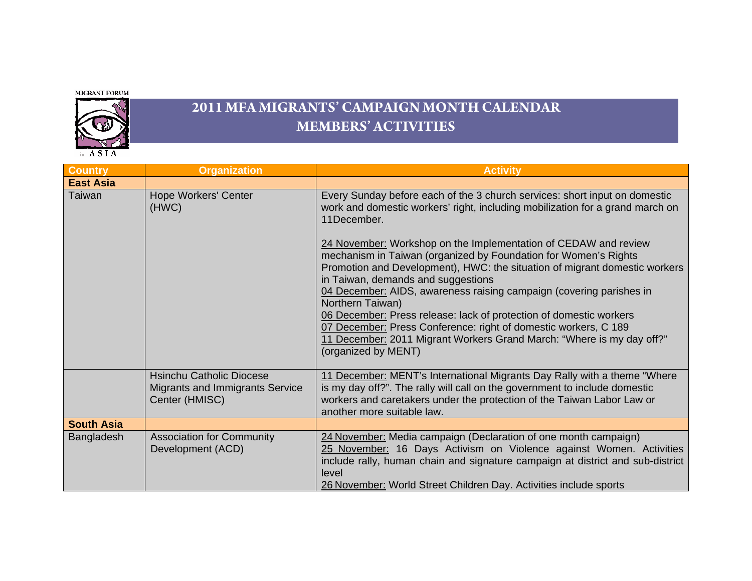MIGRANT FORUM in ASIA

# 2011 MFA MIGRANTS' CAMPAIGN MONTH CALENDAR
## MEMBERS' ACTIVITIES

| Country | Organization | Activity |
|---|---|---|
| **East Asia** | | |
| Taiwan | Hope Workers' Center (HWC) | Every Sunday before each of the 3 church services: short input on domestic work and domestic workers' right, including mobilization for a grand march on 11December.<br><br>24 November: Workshop on the Implementation of CEDAW and review mechanism in Taiwan (organized by Foundation for Women's Rights Promotion and Development), HWC: the situation of migrant domestic workers in Taiwan, demands and suggestions<br>04 December: AIDS, awareness raising campaign (covering parishes in Northern Taiwan)<br>06 December: Press release: lack of protection of domestic workers<br>07 December: Press Conference: right of domestic workers, C 189<br>11 December: 2011 Migrant Workers Grand March: "Where is my day off?" (organized by MENT) |
| | Hsinchu Catholic Diocese Migrants and Immigrants Service Center (HMISC) | 11 December: MENT's International Migrants Day Rally with a theme "Where is my day off?". The rally will call on the government to include domestic workers and caretakers under the protection of the Taiwan Labor Law or another more suitable law. |
| **South Asia** | | |
| Bangladesh | Association for Community Development (ACD) | 24 November: Media campaign (Declaration of one month campaign)<br>25 November: 16 Days Activism on Violence against Women. Activities include rally, human chain and signature campaign at district and sub-district level<br>26 November: World Street Children Day. Activities include sports |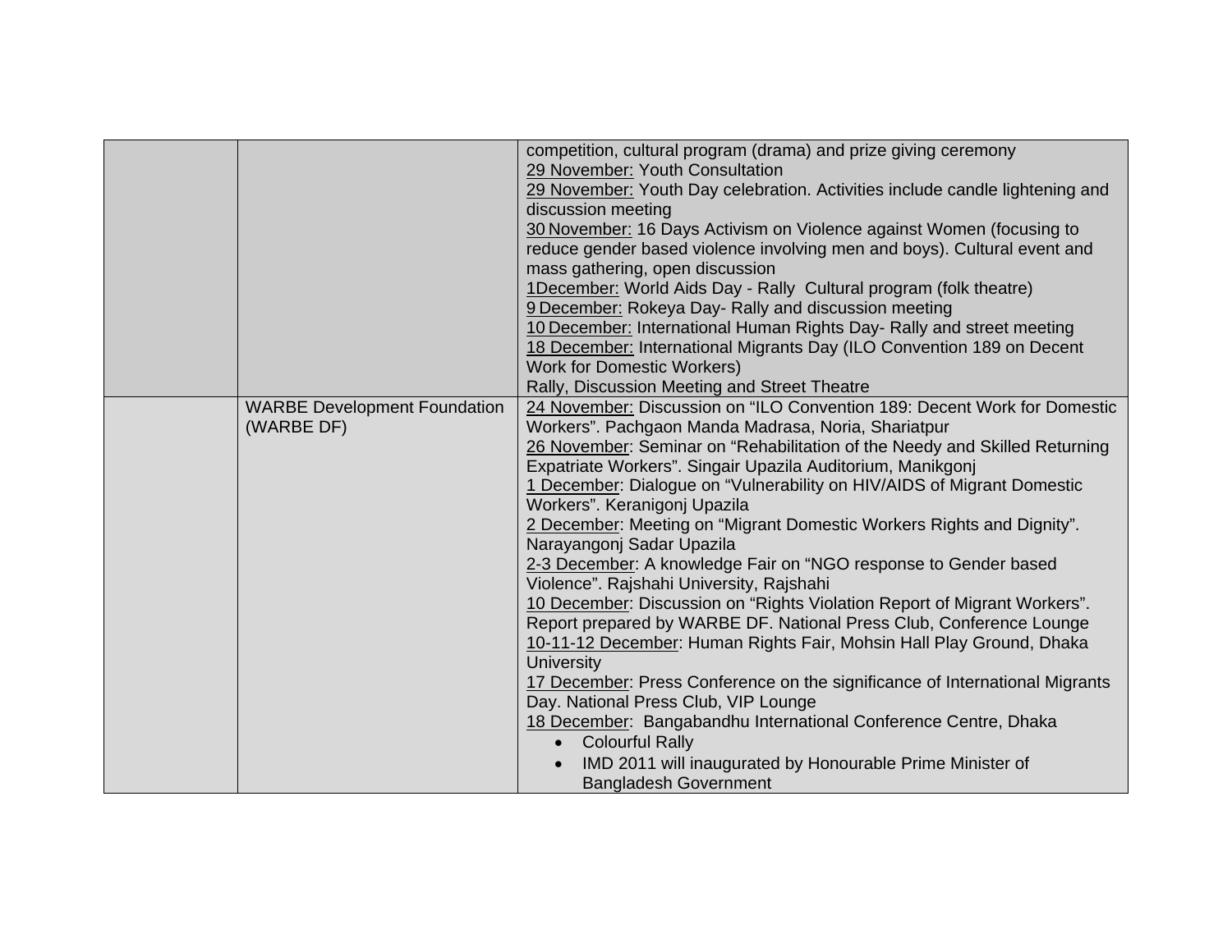| | | |
|---|---|---|
| | | competition, cultural program (drama) and prize giving ceremony<br>29 November: Youth Consultation<br>29 November: Youth Day celebration. Activities include candle lightening and discussion meeting<br>30 November: 16 Days Activism on Violence against Women (focusing to reduce gender based violence involving men and boys). Cultural event and mass gathering, open discussion<br>1December: World Aids Day - Rally Cultural program (folk theatre)<br>9 December: Rokeya Day- Rally and discussion meeting<br>10 December: International Human Rights Day- Rally and street meeting<br>18 December: International Migrants Day (ILO Convention 189 on Decent Work for Domestic Workers)<br>Rally, Discussion Meeting and Street Theatre |
| | WARBE Development Foundation (WARBE DF) | 24 November: Discussion on "ILO Convention 189: Decent Work for Domestic Workers". Pachgaon Manda Madrasa, Noria, Shariatpur<br>26 November: Seminar on "Rehabilitation of the Needy and Skilled Returning Expatriate Workers". Singair Upazila Auditorium, Manikgonj<br>1 December: Dialogue on "Vulnerability on HIV/AIDS of Migrant Domestic Workers". Keranigonj Upazila<br>2 December: Meeting on "Migrant Domestic Workers Rights and Dignity". Narayangonj Sadar Upazila<br>2-3 December: A knowledge Fair on "NGO response to Gender based Violence". Rajshahi University, Rajshahi<br>10 December: Discussion on "Rights Violation Report of Migrant Workers". Report prepared by WARBE DF. National Press Club, Conference Lounge<br>10-11-12 December: Human Rights Fair, Mohsin Hall Play Ground, Dhaka University<br>17 December: Press Conference on the significance of International Migrants Day. National Press Club, VIP Lounge<br>18 December: Bangabandhu International Conference Centre, Dhaka<br>• Colourful Rally<br>• IMD 2011 will inaugurated by Honourable Prime Minister of Bangladesh Government |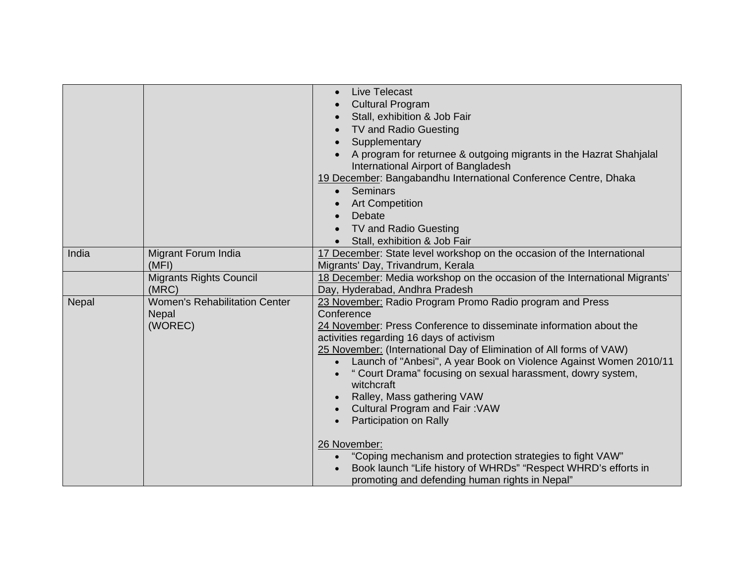| | | |
|---|---|---|
| | | • Live Telecast<br>• Cultural Program<br>• Stall, exhibition & Job Fair<br>• TV and Radio Guesting<br>• Supplementary<br>• A program for returnee & outgoing migrants in the Hazrat Shahjalal International Airport of Bangladesh<br><u>19 December</u>: Bangabandhu International Conference Centre, Dhaka<br>• Seminars<br>• Art Competition<br>• Debate<br>• TV and Radio Guesting<br>• Stall, exhibition & Job Fair |
| India | Migrant Forum India (MFI) | <u>17 December</u>: State level workshop on the occasion of the International Migrants' Day, Trivandrum, Kerala |
| | Migrants Rights Council (MRC) | <u>18 December</u>: Media workshop on the occasion of the International Migrants' Day, Hyderabad, Andhra Pradesh |
| Nepal | Women's Rehabilitation Center Nepal (WOREC) | <u>23 November:</u> Radio Program Promo Radio program and Press Conference<br><u>24 November</u>: Press Conference to disseminate information about the activities regarding 16 days of activism<br><u>25 November:</u> (International Day of Elimination of All forms of VAW)<br>• Launch of "Anbesi", A year Book on Violence Against Women 2010/11<br>• " Court Drama" focusing on sexual harassment, dowry system, witchcraft<br>• Ralley, Mass gathering VAW<br>• Cultural Program and Fair :VAW<br>• Participation on Rally<br><br><u>26 November:</u><br>• "Coping mechanism and protection strategies to fight VAW"<br>• Book launch "Life history of WHRDs" "Respect WHRD's efforts in promoting and defending human rights in Nepal" |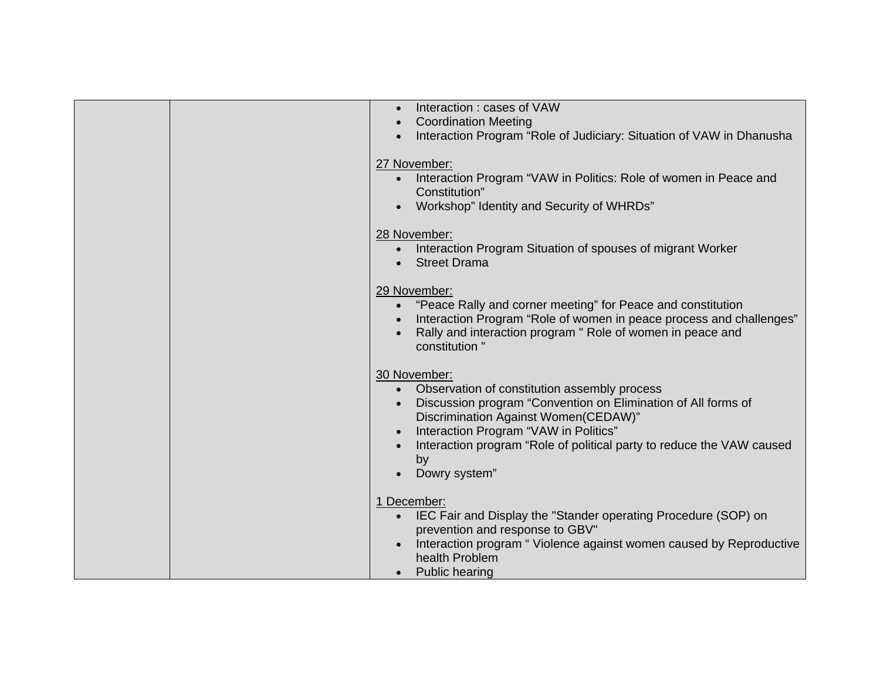| | | • Interaction : cases of VAW<br>• Coordination Meeting<br>• Interaction Program "Role of Judiciary: Situation of VAW in Dhanusha<br><br><u>27 November:</u><br>• Interaction Program "VAW in Politics: Role of women in Peace and Constitution"<br>• Workshop" Identity and Security of WHRDs"<br><br><u>28 November:</u><br>• Interaction Program Situation of spouses of migrant Worker<br>• Street Drama<br><br><u>29 November:</u><br>• "Peace Rally and corner meeting" for Peace and constitution<br>• Interaction Program "Role of women in peace process and challenges"<br>• Rally and interaction program " Role of women in peace and constitution "<br><br><u>30 November:</u><br>• Observation of constitution assembly process<br>• Discussion program "Convention on Elimination of All forms of Discrimination Against Women(CEDAW)"<br>• Interaction Program "VAW in Politics"<br>• Interaction program "Role of political party to reduce the VAW caused by<br>• Dowry system"<br><br><u>1 December:</u><br>• IEC Fair and Display the "Stander operating Procedure (SOP) on prevention and response to GBV"<br>• Interaction program " Violence against women caused by Reproductive health Problem<br>• Public hearing |
|---|---|---|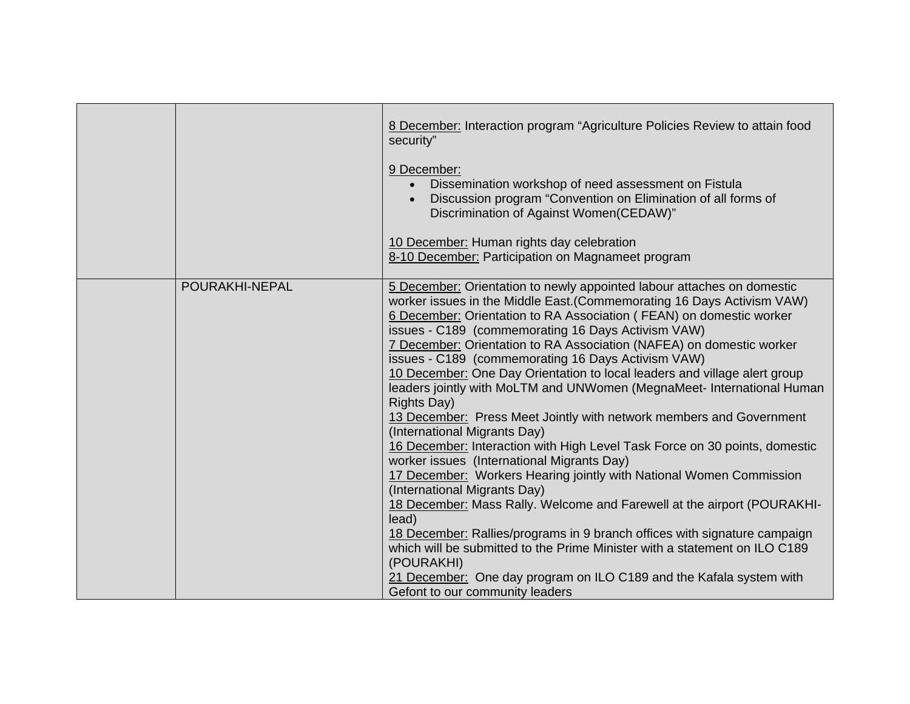| | | |
|---|---|---|
| | | 8 December: Interaction program "Agriculture Policies Review to attain food security"<br><br>9 December:<br>• Dissemination workshop of need assessment on Fistula<br>• Discussion program "Convention on Elimination of all forms of Discrimination of Against Women(CEDAW)"<br><br>10 December: Human rights day celebration<br>8-10 December: Participation on Magnameet program |
| | POURAKHI-NEPAL | 5 December: Orientation to newly appointed labour attaches on domestic worker issues in the Middle East.(Commemorating 16 Days Activism VAW)<br>6 December: Orientation to RA Association ( FEAN) on domestic worker issues - C189 (commemorating 16 Days Activism VAW)<br>7 December: Orientation to RA Association (NAFEA) on domestic worker issues - C189 (commemorating 16 Days Activism VAW)<br>10 December: One Day Orientation to local leaders and village alert group leaders jointly with MoLTM and UNWomen (MegnaMeet- International Human Rights Day)<br>13 December: Press Meet Jointly with network members and Government (International Migrants Day)<br>16 December: Interaction with High Level Task Force on 30 points, domestic worker issues (International Migrants Day)<br>17 December: Workers Hearing jointly with National Women Commission (International Migrants Day)<br>18 December: Mass Rally. Welcome and Farewell at the airport (POURAKHI-lead)<br>18 December: Rallies/programs in 9 branch offices with signature campaign which will be submitted to the Prime Minister with a statement on ILO C189 (POURAKHI)<br>21 December: One day program on ILO C189 and the Kafala system with Gefont to our community leaders |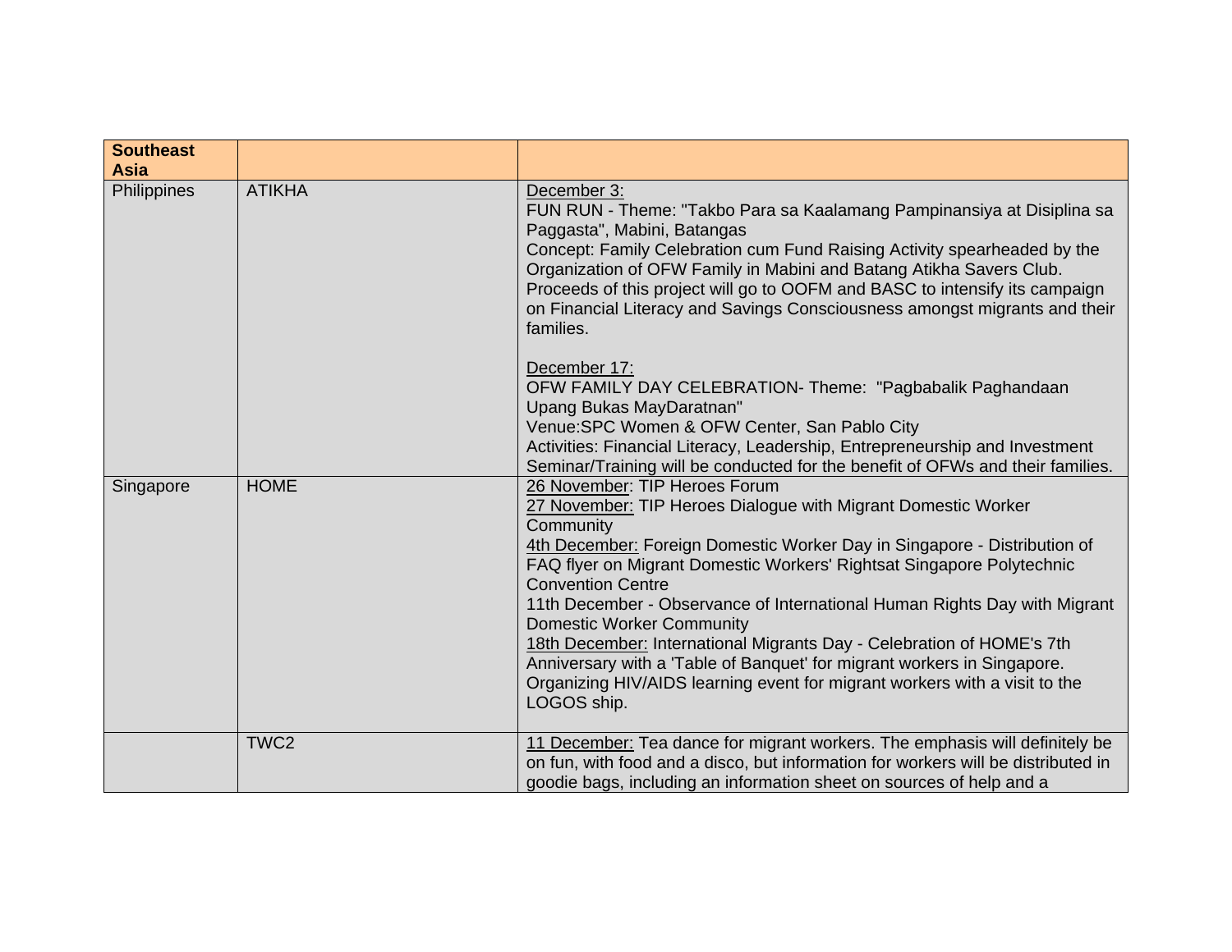| **Southeast Asia** | | |
|---|---|---|
| Philippines | ATIKHA | December 3:<br>FUN RUN - Theme: "Takbo Para sa Kaalamang Pampinansiya at Disiplina sa Paggasta", Mabini, Batangas<br>Concept: Family Celebration cum Fund Raising Activity spearheaded by the Organization of OFW Family in Mabini and Batang Atikha Savers Club. Proceeds of this project will go to OOFM and BASC to intensify its campaign on Financial Literacy and Savings Consciousness amongst migrants and their families.<br><br>December 17:<br>OFW FAMILY DAY CELEBRATION- Theme: "Pagbabalik Paghandaan Upang Bukas MayDaratnan"<br>Venue:SPC Women & OFW Center, San Pablo City<br>Activities: Financial Literacy, Leadership, Entrepreneurship and Investment Seminar/Training will be conducted for the benefit of OFWs and their families. |
| Singapore | HOME | 26 November: TIP Heroes Forum<br>27 November: TIP Heroes Dialogue with Migrant Domestic Worker Community<br>4th December: Foreign Domestic Worker Day in Singapore - Distribution of FAQ flyer on Migrant Domestic Workers' Rightsat Singapore Polytechnic Convention Centre<br>11th December - Observance of International Human Rights Day with Migrant Domestic Worker Community<br>18th December: International Migrants Day - Celebration of HOME's 7th Anniversary with a 'Table of Banquet' for migrant workers in Singapore.<br>Organizing HIV/AIDS learning event for migrant workers with a visit to the LOGOS ship. |
| | TWC2 | 11 December: Tea dance for migrant workers. The emphasis will definitely be on fun, with food and a disco, but information for workers will be distributed in goodie bags, including an information sheet on sources of help and a |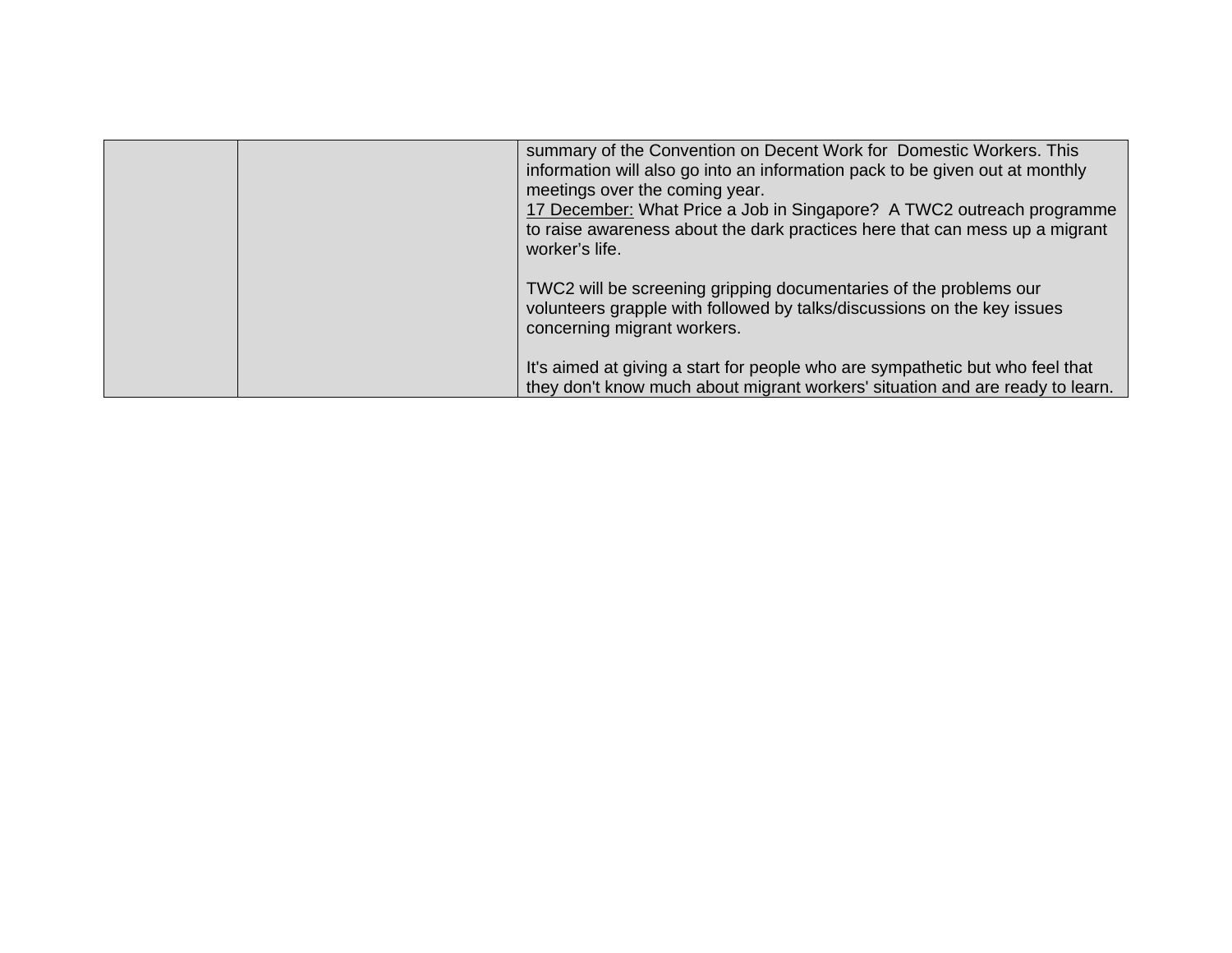| | | |
|---|---|---|
| | | summary of the Convention on Decent Work for Domestic Workers. This information will also go into an information pack to be given out at monthly meetings over the coming year.<br>17 December: What Price a Job in Singapore? A TWC2 outreach programme to raise awareness about the dark practices here that can mess up a migrant worker's life.<br><br>TWC2 will be screening gripping documentaries of the problems our volunteers grapple with followed by talks/discussions on the key issues concerning migrant workers.<br><br>It's aimed at giving a start for people who are sympathetic but who feel that they don't know much about migrant workers' situation and are ready to learn. |